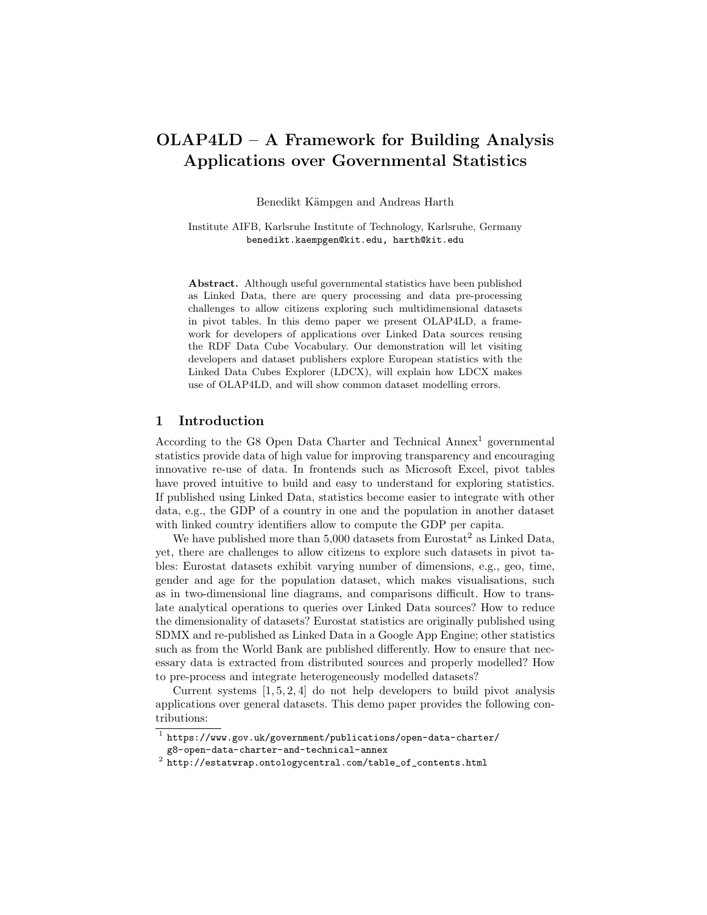# OLAP4LD – A Framework for Building Analysis Applications over Governmental Statistics

Benedikt Kämpgen and Andreas Harth

Institute AIFB, Karlsruhe Institute of Technology, Karlsruhe, Germany
benedikt.kaempgen@kit.edu, harth@kit.edu

**Abstract.** Although useful governmental statistics have been published as Linked Data, there are query processing and data pre-processing challenges to allow citizens exploring such multidimensional datasets in pivot tables. In this demo paper we present OLAP4LD, a framework for developers of applications over Linked Data sources reusing the RDF Data Cube Vocabulary. Our demonstration will let visiting developers and dataset publishers explore European statistics with the Linked Data Cubes Explorer (LDCX), will explain how LDCX makes use of OLAP4LD, and will show common dataset modelling errors.

## 1 Introduction

According to the G8 Open Data Charter and Technical Annex[1] governmental statistics provide data of high value for improving transparency and encouraging innovative re-use of data. In frontends such as Microsoft Excel, pivot tables have proved intuitive to build and easy to understand for exploring statistics. If published using Linked Data, statistics become easier to integrate with other data, e.g., the GDP of a country in one and the population in another dataset with linked country identifiers allow to compute the GDP per capita.

We have published more than 5,000 datasets from Eurostat[2] as Linked Data, yet, there are challenges to allow citizens to explore such datasets in pivot tables: Eurostat datasets exhibit varying number of dimensions, e.g., geo, time, gender and age for the population dataset, which makes visualisations, such as in two-dimensional line diagrams, and comparisons difficult. How to translate analytical operations to queries over Linked Data sources? How to reduce the dimensionality of datasets? Eurostat statistics are originally published using SDMX and re-published as Linked Data in a Google App Engine; other statistics such as from the World Bank are published differently. How to ensure that necessary data is extracted from distributed sources and properly modelled? How to pre-process and integrate heterogeneously modelled datasets?

Current systems [1, 5, 2, 4] do not help developers to build pivot analysis applications over general datasets. This demo paper provides the following contributions:

---

[1] https://www.gov.uk/government/publications/open-data-charter/g8-open-data-charter-and-technical-annex

[2] http://estatwrap.ontologycentral.com/table_of_contents.html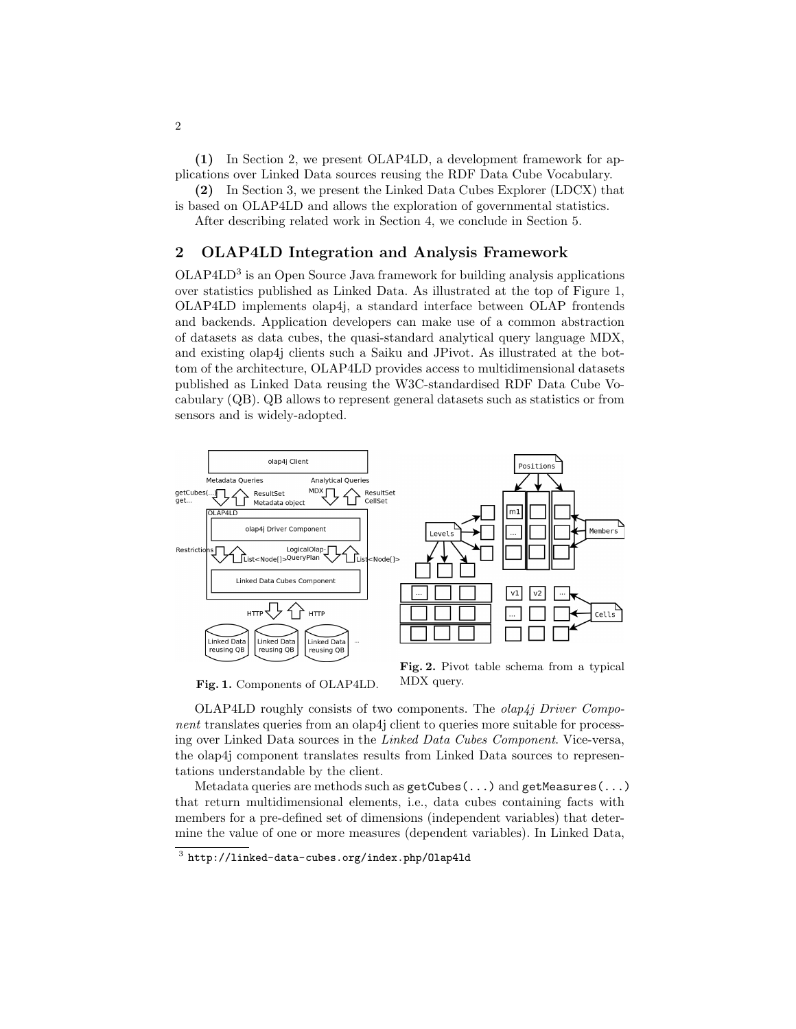**(1)** In Section 2, we present OLAP4LD, a development framework for applications over Linked Data sources reusing the RDF Data Cube Vocabulary.

**(2)** In Section 3, we present the Linked Data Cubes Explorer (LDCX) that is based on OLAP4LD and allows the exploration of governmental statistics.

After describing related work in Section 4, we conclude in Section 5.

## 2 OLAP4LD Integration and Analysis Framework

OLAP4LD[3] is an Open Source Java framework for building analysis applications over statistics published as Linked Data. As illustrated at the top of Figure 1, OLAP4LD implements olap4j, a standard interface between OLAP frontends and backends. Application developers can make use of a common abstraction of datasets as data cubes, the quasi-standard analytical query language MDX, and existing olap4j clients such a Saiku and JPivot. As illustrated at the bottom of the architecture, OLAP4LD provides access to multidimensional datasets published as Linked Data reusing the W3C-standardised RDF Data Cube Vocabulary (QB). QB allows to represent general datasets such as statistics or from sensors and is widely-adopted.

**Fig. 1.** Components of OLAP4LD.

**Fig. 2.** Pivot table schema from a typical MDX query.

OLAP4LD roughly consists of two components. The *olap4j Driver Component* translates queries from an olap4j client to queries more suitable for processing over Linked Data sources in the *Linked Data Cubes Component*. Vice-versa, the olap4j component translates results from Linked Data sources to representations understandable by the client.

Metadata queries are methods such as `getCubes(...)` and `getMeasures(...)` that return multidimensional elements, i.e., data cubes containing facts with members for a pre-defined set of dimensions (independent variables) that determine the value of one or more measures (dependent variables). In Linked Data,

[3] http://linked-data-cubes.org/index.php/Olap4ld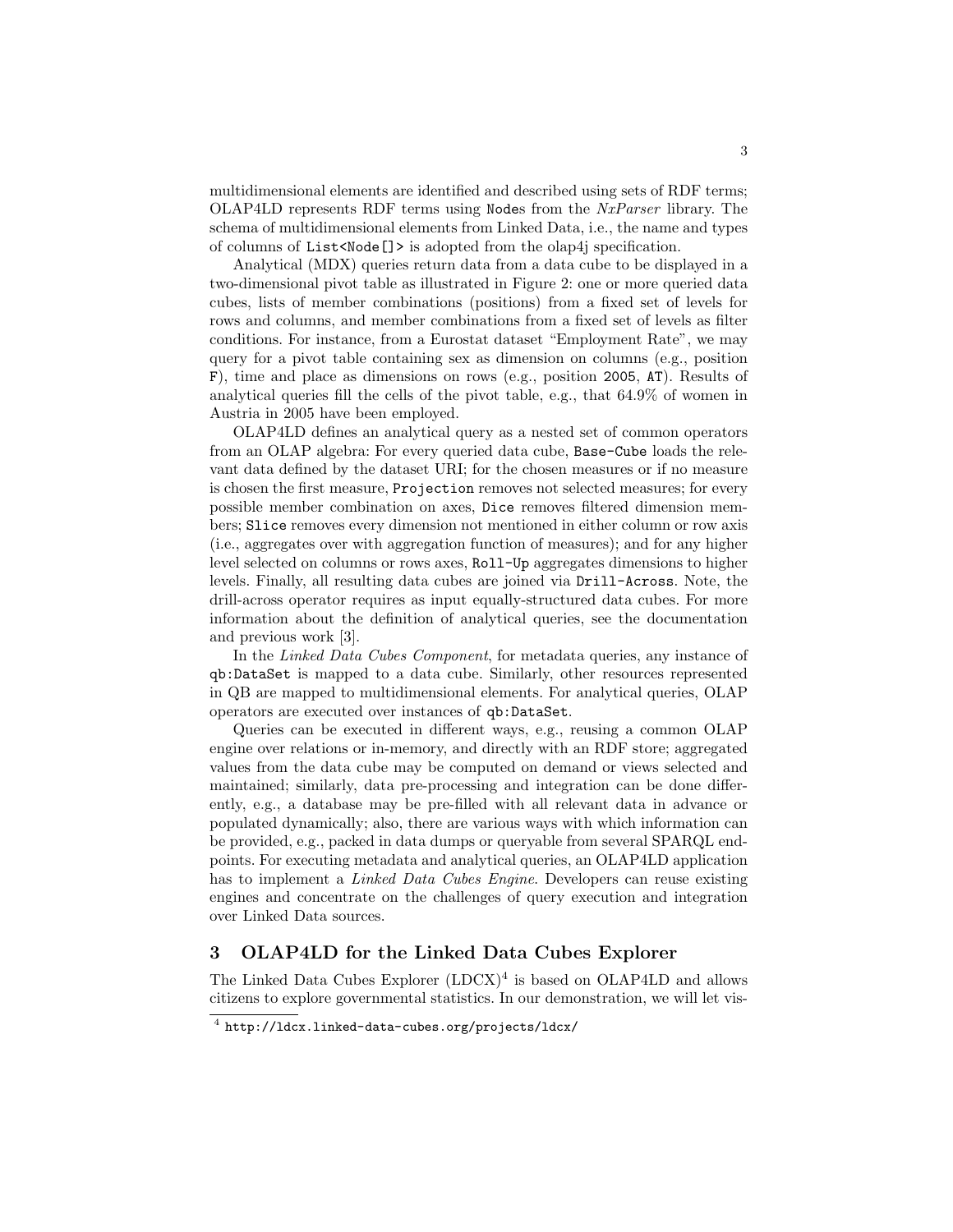multidimensional elements are identified and described using sets of RDF terms; OLAP4LD represents RDF terms using `Node`s from the *NxParser* library. The schema of multidimensional elements from Linked Data, i.e., the name and types of columns of `List<Node[]>` is adopted from the olap4j specification.

Analytical (MDX) queries return data from a data cube to be displayed in a two-dimensional pivot table as illustrated in Figure 2: one or more queried data cubes, lists of member combinations (positions) from a fixed set of levels for rows and columns, and member combinations from a fixed set of levels as filter conditions. For instance, from a Eurostat dataset "Employment Rate", we may query for a pivot table containing sex as dimension on columns (e.g., position `F`), time and place as dimensions on rows (e.g., position `2005`, `AT`). Results of analytical queries fill the cells of the pivot table, e.g., that 64.9% of women in Austria in 2005 have been employed.

OLAP4LD defines an analytical query as a nested set of common operators from an OLAP algebra: For every queried data cube, `Base-Cube` loads the relevant data defined by the dataset URI; for the chosen measures or if no measure is chosen the first measure, `Projection` removes not selected measures; for every possible member combination on axes, `Dice` removes filtered dimension members; `Slice` removes every dimension not mentioned in either column or row axis (i.e., aggregates over with aggregation function of measures); and for any higher level selected on columns or rows axes, `Roll-Up` aggregates dimensions to higher levels. Finally, all resulting data cubes are joined via `Drill-Across`. Note, the drill-across operator requires as input equally-structured data cubes. For more information about the definition of analytical queries, see the documentation and previous work [3].

In the *Linked Data Cubes Component*, for metadata queries, any instance of `qb:DataSet` is mapped to a data cube. Similarly, other resources represented in QB are mapped to multidimensional elements. For analytical queries, OLAP operators are executed over instances of `qb:DataSet`.

Queries can be executed in different ways, e.g., reusing a common OLAP engine over relations or in-memory, and directly with an RDF store; aggregated values from the data cube may be computed on demand or views selected and maintained; similarly, data pre-processing and integration can be done differently, e.g., a database may be pre-filled with all relevant data in advance or populated dynamically; also, there are various ways with which information can be provided, e.g., packed in data dumps or queryable from several SPARQL endpoints. For executing metadata and analytical queries, an OLAP4LD application has to implement a *Linked Data Cubes Engine*. Developers can reuse existing engines and concentrate on the challenges of query execution and integration over Linked Data sources.

## 3 OLAP4LD for the Linked Data Cubes Explorer

The Linked Data Cubes Explorer (LDCX)[4] is based on OLAP4LD and allows citizens to explore governmental statistics. In our demonstration, we will let vis-

[4] `http://ldcx.linked-data-cubes.org/projects/ldcx/`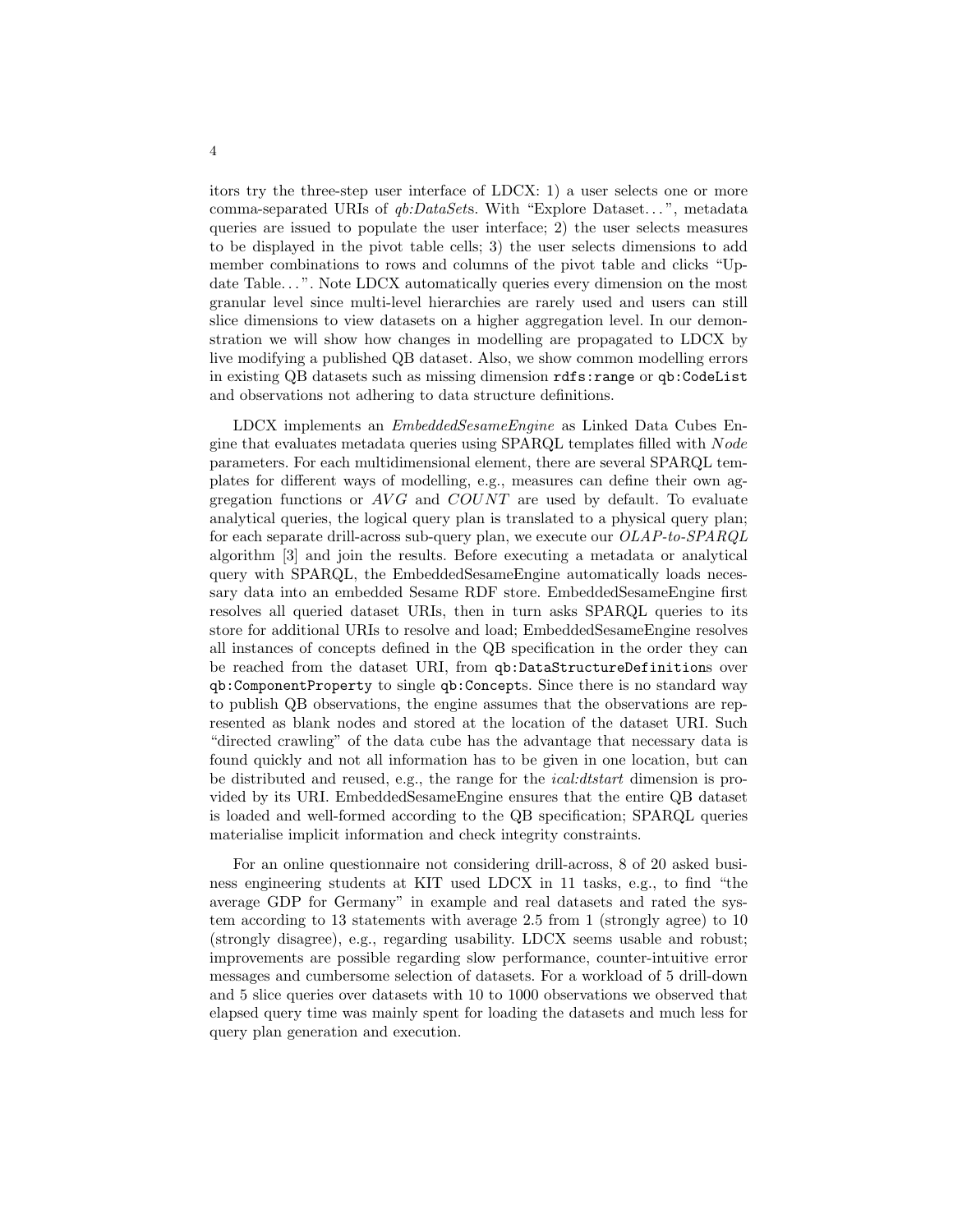itors try the three-step user interface of LDCX: 1) a user selects one or more comma-separated URIs of *qb:DataSet*s. With "Explore Dataset...", metadata queries are issued to populate the user interface; 2) the user selects measures to be displayed in the pivot table cells; 3) the user selects dimensions to add member combinations to rows and columns of the pivot table and clicks "Update Table...". Note LDCX automatically queries every dimension on the most granular level since multi-level hierarchies are rarely used and users can still slice dimensions to view datasets on a higher aggregation level. In our demonstration we will show how changes in modelling are propagated to LDCX by live modifying a published QB dataset. Also, we show common modelling errors in existing QB datasets such as missing dimension `rdfs:range` or `qb:CodeList` and observations not adhering to data structure definitions.

LDCX implements an *EmbeddedSesameEngine* as Linked Data Cubes Engine that evaluates metadata queries using SPARQL templates filled with *Node* parameters. For each multidimensional element, there are several SPARQL templates for different ways of modelling, e.g., measures can define their own aggregation functions or *AVG* and *COUNT* are used by default. To evaluate analytical queries, the logical query plan is translated to a physical query plan; for each separate drill-across sub-query plan, we execute our *OLAP-to-SPARQL* algorithm [3] and join the results. Before executing a metadata or analytical query with SPARQL, the EmbeddedSesameEngine automatically loads necessary data into an embedded Sesame RDF store. EmbeddedSesameEngine first resolves all queried dataset URIs, then in turn asks SPARQL queries to its store for additional URIs to resolve and load; EmbeddedSesameEngine resolves all instances of concepts defined in the QB specification in the order they can be reached from the dataset URI, from `qb:DataStructureDefinition`s over `qb:ComponentProperty` to single `qb:Concept`s. Since there is no standard way to publish QB observations, the engine assumes that the observations are represented as blank nodes and stored at the location of the dataset URI. Such "directed crawling" of the data cube has the advantage that necessary data is found quickly and not all information has to be given in one location, but can be distributed and reused, e.g., the range for the *ical:dtstart* dimension is provided by its URI. EmbeddedSesameEngine ensures that the entire QB dataset is loaded and well-formed according to the QB specification; SPARQL queries materialise implicit information and check integrity constraints.

For an online questionnaire not considering drill-across, 8 of 20 asked business engineering students at KIT used LDCX in 11 tasks, e.g., to find "the average GDP for Germany" in example and real datasets and rated the system according to 13 statements with average 2.5 from 1 (strongly agree) to 10 (strongly disagree), e.g., regarding usability. LDCX seems usable and robust; improvements are possible regarding slow performance, counter-intuitive error messages and cumbersome selection of datasets. For a workload of 5 drill-down and 5 slice queries over datasets with 10 to 1000 observations we observed that elapsed query time was mainly spent for loading the datasets and much less for query plan generation and execution.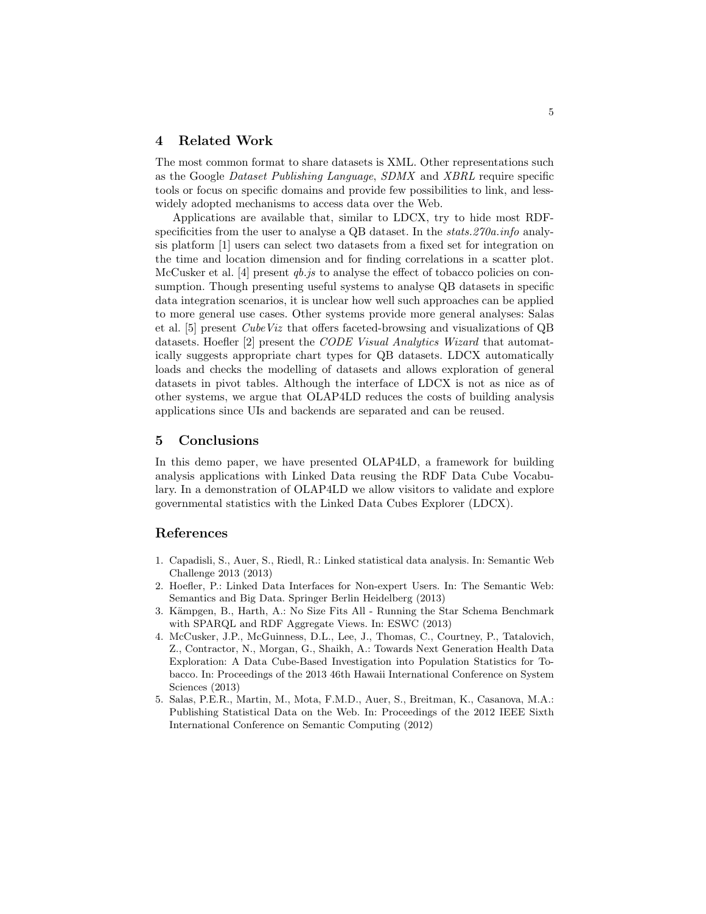## 4 Related Work

The most common format to share datasets is XML. Other representations such as the Google *Dataset Publishing Language*, *SDMX* and *XBRL* require specific tools or focus on specific domains and provide few possibilities to link, and less-widely adopted mechanisms to access data over the Web.

Applications are available that, similar to LDCX, try to hide most RDF-specificities from the user to analyse a QB dataset. In the *stats.270a.info* analysis platform [1] users can select two datasets from a fixed set for integration on the time and location dimension and for finding correlations in a scatter plot. McCusker et al. [4] present *qb.js* to analyse the effect of tobacco policies on consumption. Though presenting useful systems to analyse QB datasets in specific data integration scenarios, it is unclear how well such approaches can be applied to more general use cases. Other systems provide more general analyses: Salas et al. [5] present *CubeViz* that offers faceted-browsing and visualizations of QB datasets. Hoefler [2] present the *CODE Visual Analytics Wizard* that automatically suggests appropriate chart types for QB datasets. LDCX automatically loads and checks the modelling of datasets and allows exploration of general datasets in pivot tables. Although the interface of LDCX is not as nice as of other systems, we argue that OLAP4LD reduces the costs of building analysis applications since UIs and backends are separated and can be reused.

## 5 Conclusions

In this demo paper, we have presented OLAP4LD, a framework for building analysis applications with Linked Data reusing the RDF Data Cube Vocabulary. In a demonstration of OLAP4LD we allow visitors to validate and explore governmental statistics with the Linked Data Cubes Explorer (LDCX).

## References

1. Capadisli, S., Auer, S., Riedl, R.: Linked statistical data analysis. In: Semantic Web Challenge 2013 (2013)
2. Hoefler, P.: Linked Data Interfaces for Non-expert Users. In: The Semantic Web: Semantics and Big Data. Springer Berlin Heidelberg (2013)
3. Kämpgen, B., Harth, A.: No Size Fits All - Running the Star Schema Benchmark with SPARQL and RDF Aggregate Views. In: ESWC (2013)
4. McCusker, J.P., McGuinness, D.L., Lee, J., Thomas, C., Courtney, P., Tatalovich, Z., Contractor, N., Morgan, G., Shaikh, A.: Towards Next Generation Health Data Exploration: A Data Cube-Based Investigation into Population Statistics for Tobacco. In: Proceedings of the 2013 46th Hawaii International Conference on System Sciences (2013)
5. Salas, P.E.R., Martin, M., Mota, F.M.D., Auer, S., Breitman, K., Casanova, M.A.: Publishing Statistical Data on the Web. In: Proceedings of the 2012 IEEE Sixth International Conference on Semantic Computing (2012)